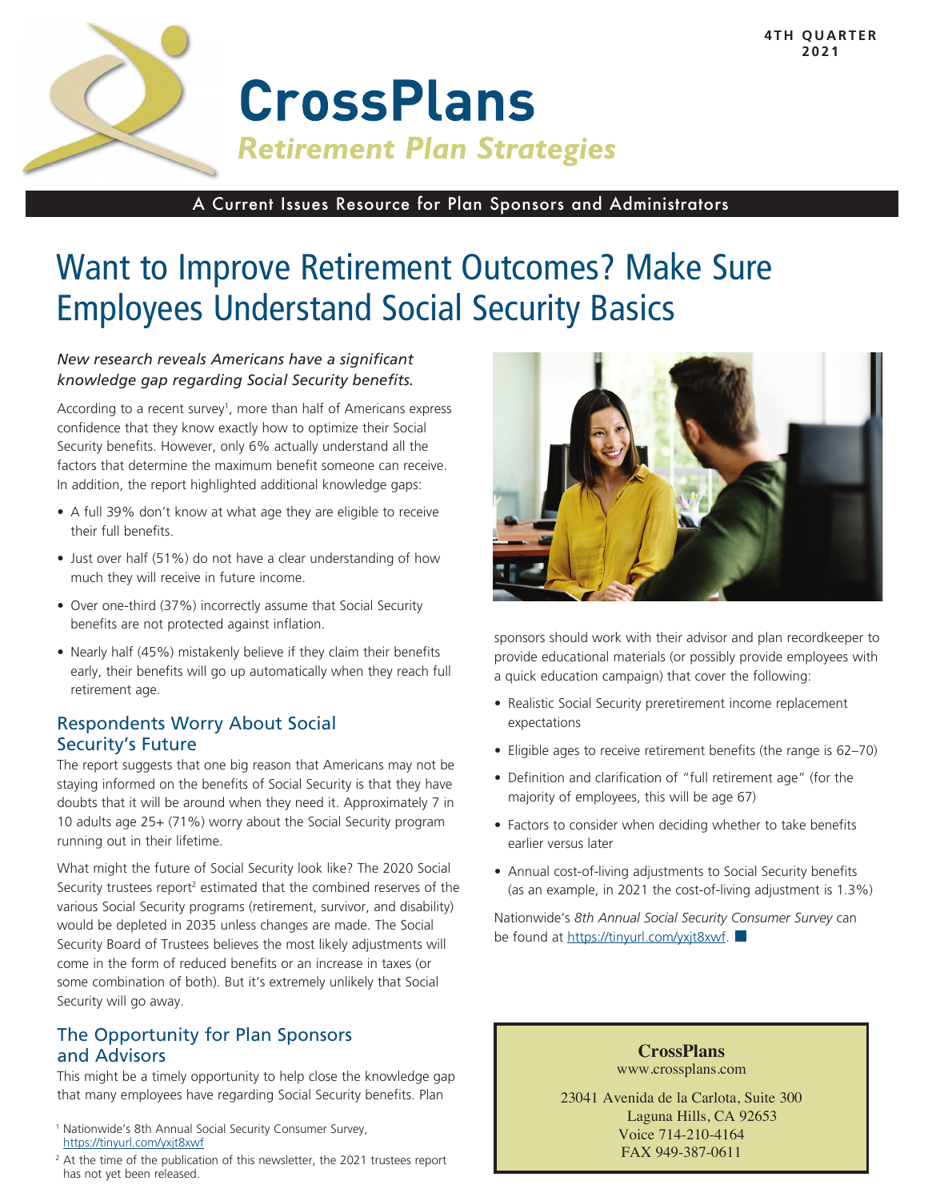# CrossPlans

*Retirement Plan Strategies*

4TH QUARTER 2021

A Current Issues Resource for Plan Sponsors and Administrators

# Want to Improve Retirement Outcomes? Make Sure Employees Understand Social Security Basics

*New research reveals Americans have a significant knowledge gap regarding Social Security benefits.*

According to a recent survey[1], more than half of Americans express confidence that they know exactly how to optimize their Social Security benefits. However, only 6% actually understand all the factors that determine the maximum benefit someone can receive. In addition, the report highlighted additional knowledge gaps:

- A full 39% don't know at what age they are eligible to receive their full benefits.
- Just over half (51%) do not have a clear understanding of how much they will receive in future income.
- Over one-third (37%) incorrectly assume that Social Security benefits are not protected against inflation.
- Nearly half (45%) mistakenly believe if they claim their benefits early, their benefits will go up automatically when they reach full retirement age.

## Respondents Worry About Social Security's Future

The report suggests that one big reason that Americans may not be staying informed on the benefits of Social Security is that they have doubts that it will be around when they need it. Approximately 7 in 10 adults age 25+ (71%) worry about the Social Security program running out in their lifetime.

What might the future of Social Security look like? The 2020 Social Security trustees report[2] estimated that the combined reserves of the various Social Security programs (retirement, survivor, and disability) would be depleted in 2035 unless changes are made. The Social Security Board of Trustees believes the most likely adjustments will come in the form of reduced benefits or an increase in taxes (or some combination of both). But it's extremely unlikely that Social Security will go away.

## The Opportunity for Plan Sponsors and Advisors

This might be a timely opportunity to help close the knowledge gap that many employees have regarding Social Security benefits. Plan sponsors should work with their advisor and plan recordkeeper to provide educational materials (or possibly provide employees with a quick education campaign) that cover the following:

- Realistic Social Security preretirement income replacement expectations
- Eligible ages to receive retirement benefits (the range is 62–70)
- Definition and clarification of "full retirement age" (for the majority of employees, this will be age 67)
- Factors to consider when deciding whether to take benefits earlier versus later
- Annual cost-of-living adjustments to Social Security benefits (as an example, in 2021 the cost-of-living adjustment is 1.3%)

Nationwide's *8th Annual Social Security Consumer Survey* can be found at https://tinyurl.com/yxjt8xwf.

[1] Nationwide's 8th Annual Social Security Consumer Survey, https://tinyurl.com/yxjt8xwf

[2] At the time of the publication of this newsletter, the 2021 trustees report has not yet been released.

**CrossPlans**
www.crossplans.com

23041 Avenida de la Carlota, Suite 300
Laguna Hills, CA 92653
Voice 714-210-4164
FAX 949-387-0611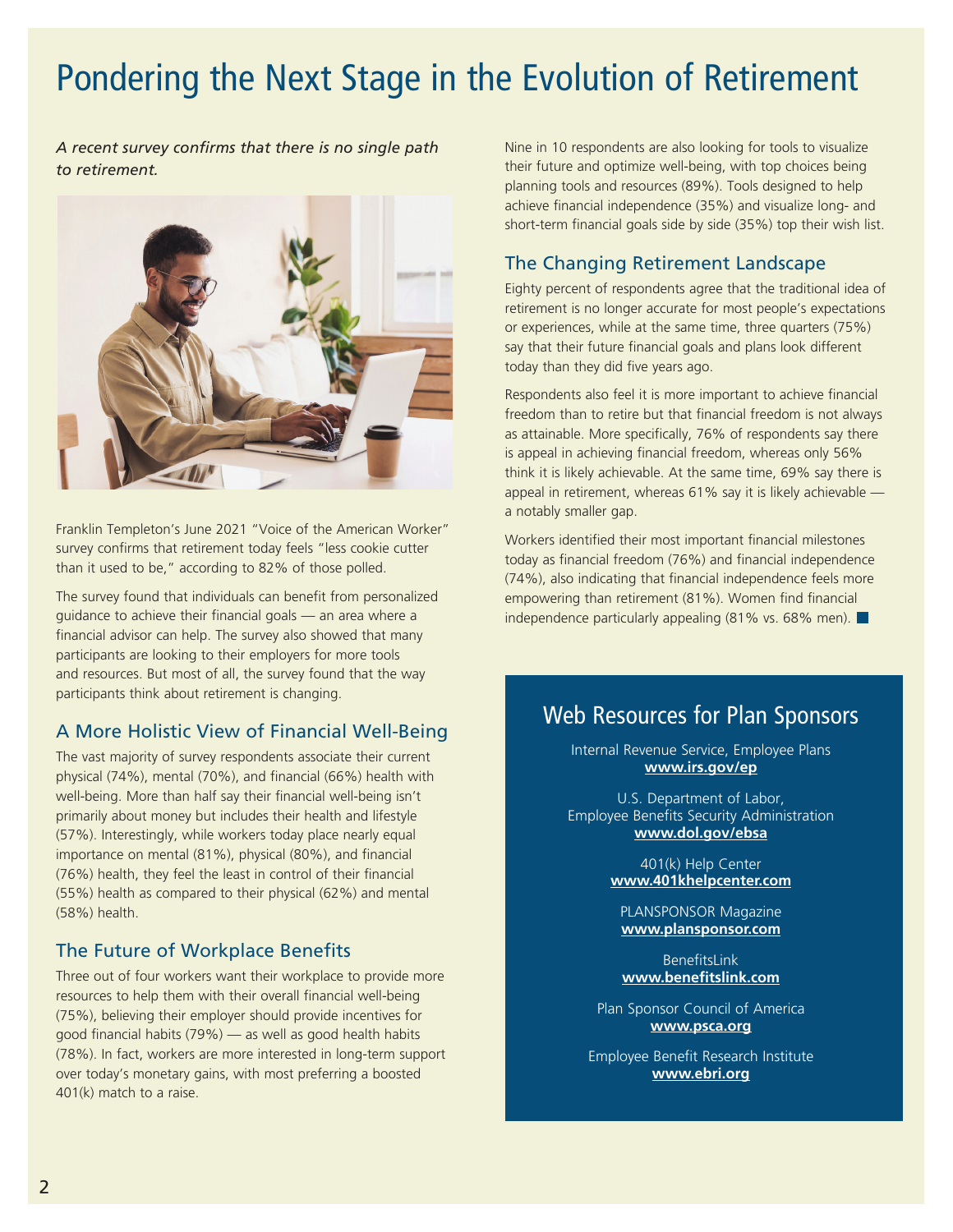# Pondering the Next Stage in the Evolution of Retirement

*A recent survey confirms that there is no single path to retirement.*

Franklin Templeton's June 2021 "Voice of the American Worker" survey confirms that retirement today feels "less cookie cutter than it used to be," according to 82% of those polled.

The survey found that individuals can benefit from personalized guidance to achieve their financial goals — an area where a financial advisor can help. The survey also showed that many participants are looking to their employers for more tools and resources. But most of all, the survey found that the way participants think about retirement is changing.

## A More Holistic View of Financial Well-Being

The vast majority of survey respondents associate their current physical (74%), mental (70%), and financial (66%) health with well-being. More than half say their financial well-being isn't primarily about money but includes their health and lifestyle (57%). Interestingly, while workers today place nearly equal importance on mental (81%), physical (80%), and financial (76%) health, they feel the least in control of their financial (55%) health as compared to their physical (62%) and mental (58%) health.

## The Future of Workplace Benefits

Three out of four workers want their workplace to provide more resources to help them with their overall financial well-being (75%), believing their employer should provide incentives for good financial habits (79%) — as well as good health habits (78%). In fact, workers are more interested in long-term support over today's monetary gains, with most preferring a boosted 401(k) match to a raise.

Nine in 10 respondents are also looking for tools to visualize their future and optimize well-being, with top choices being planning tools and resources (89%). Tools designed to help achieve financial independence (35%) and visualize long- and short-term financial goals side by side (35%) top their wish list.

## The Changing Retirement Landscape

Eighty percent of respondents agree that the traditional idea of retirement is no longer accurate for most people's expectations or experiences, while at the same time, three quarters (75%) say that their future financial goals and plans look different today than they did five years ago.

Respondents also feel it is more important to achieve financial freedom than to retire but that financial freedom is not always as attainable. More specifically, 76% of respondents say there is appeal in achieving financial freedom, whereas only 56% think it is likely achievable. At the same time, 69% say there is appeal in retirement, whereas 61% say it is likely achievable — a notably smaller gap.

Workers identified their most important financial milestones today as financial freedom (76%) and financial independence (74%), also indicating that financial independence feels more empowering than retirement (81%). Women find financial independence particularly appealing (81% vs. 68% men).

## Web Resources for Plan Sponsors

Internal Revenue Service, Employee Plans
**www.irs.gov/ep**

U.S. Department of Labor, Employee Benefits Security Administration
**www.dol.gov/ebsa**

401(k) Help Center
**www.401khelpcenter.com**

PLANSPONSOR Magazine
**www.plansponsor.com**

BenefitsLink
**www.benefitslink.com**

Plan Sponsor Council of America
**www.psca.org**

Employee Benefit Research Institute
**www.ebri.org**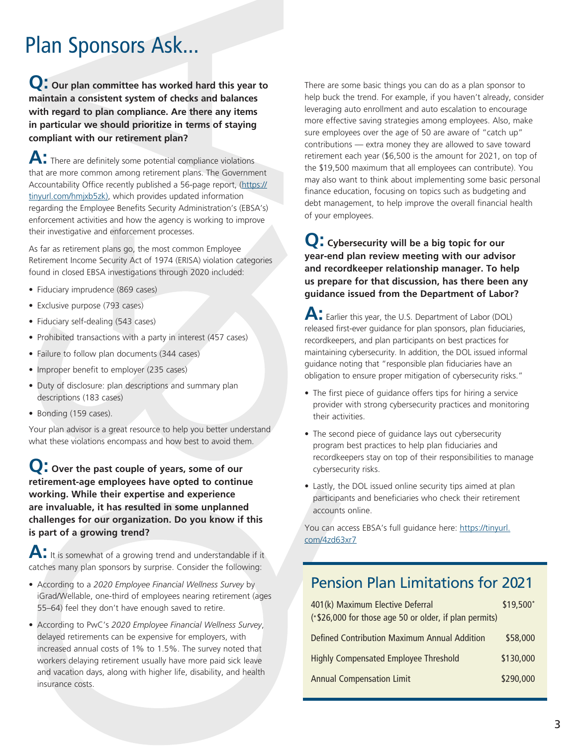# Plan Sponsors Ask...

**Q: Our plan committee has worked hard this year to maintain a consistent system of checks and balances with regard to plan compliance. Are there any items in particular we should prioritize in terms of staying compliant with our retirement plan?**

**A:** There are definitely some potential compliance violations that are more common among retirement plans. The Government Accountability Office recently published a 56-page report, (https://tinyurl.com/hmjxb5zk), which provides updated information regarding the Employee Benefits Security Administration's (EBSA's) enforcement activities and how the agency is working to improve their investigative and enforcement processes.

As far as retirement plans go, the most common Employee Retirement Income Security Act of 1974 (ERISA) violation categories found in closed EBSA investigations through 2020 included:

- Fiduciary imprudence (869 cases)
- Exclusive purpose (793 cases)
- Fiduciary self-dealing (543 cases)
- Prohibited transactions with a party in interest (457 cases)
- Failure to follow plan documents (344 cases)
- Improper benefit to employer (235 cases)
- Duty of disclosure: plan descriptions and summary plan descriptions (183 cases)
- Bonding (159 cases).

Your plan advisor is a great resource to help you better understand what these violations encompass and how best to avoid them.

**Q: Over the past couple of years, some of our retirement-age employees have opted to continue working. While their expertise and experience are invaluable, it has resulted in some unplanned challenges for our organization. Do you know if this is part of a growing trend?**

**A:** It is somewhat of a growing trend and understandable if it catches many plan sponsors by surprise. Consider the following:

- According to a *2020 Employee Financial Wellness Survey* by iGrad/Wellable, one-third of employees nearing retirement (ages 55–64) feel they don't have enough saved to retire.
- According to PwC's *2020 Employee Financial Wellness Survey*, delayed retirements can be expensive for employers, with increased annual costs of 1% to 1.5%. The survey noted that workers delaying retirement usually have more paid sick leave and vacation days, along with higher life, disability, and health insurance costs.

There are some basic things you can do as a plan sponsor to help buck the trend. For example, if you haven't already, consider leveraging auto enrollment and auto escalation to encourage more effective saving strategies among employees. Also, make sure employees over the age of 50 are aware of "catch up" contributions — extra money they are allowed to save toward retirement each year ($6,500 is the amount for 2021, on top of the $19,500 maximum that all employees can contribute). You may also want to think about implementing some basic personal finance education, focusing on topics such as budgeting and debt management, to help improve the overall financial health of your employees.

**Q: Cybersecurity will be a big topic for our year-end plan review meeting with our advisor and recordkeeper relationship manager. To help us prepare for that discussion, has there been any guidance issued from the Department of Labor?**

**A:** Earlier this year, the U.S. Department of Labor (DOL) released first-ever guidance for plan sponsors, plan fiduciaries, recordkeepers, and plan participants on best practices for maintaining cybersecurity. In addition, the DOL issued informal guidance noting that "responsible plan fiduciaries have an obligation to ensure proper mitigation of cybersecurity risks."

- The first piece of guidance offers tips for hiring a service provider with strong cybersecurity practices and monitoring their activities.
- The second piece of guidance lays out cybersecurity program best practices to help plan fiduciaries and recordkeepers stay on top of their responsibilities to manage cybersecurity risks.
- Lastly, the DOL issued online security tips aimed at plan participants and beneficiaries who check their retirement accounts online.

You can access EBSA's full guidance here: https://tinyurl.com/4zd63xr7

## Pension Plan Limitations for 2021

| | |
|---|---|
| 401(k) Maximum Elective Deferral (*$26,000 for those age 50 or older, if plan permits) | $19,500* |
| Defined Contribution Maximum Annual Addition | $58,000 |
| Highly Compensated Employee Threshold | $130,000 |
| Annual Compensation Limit | $290,000 |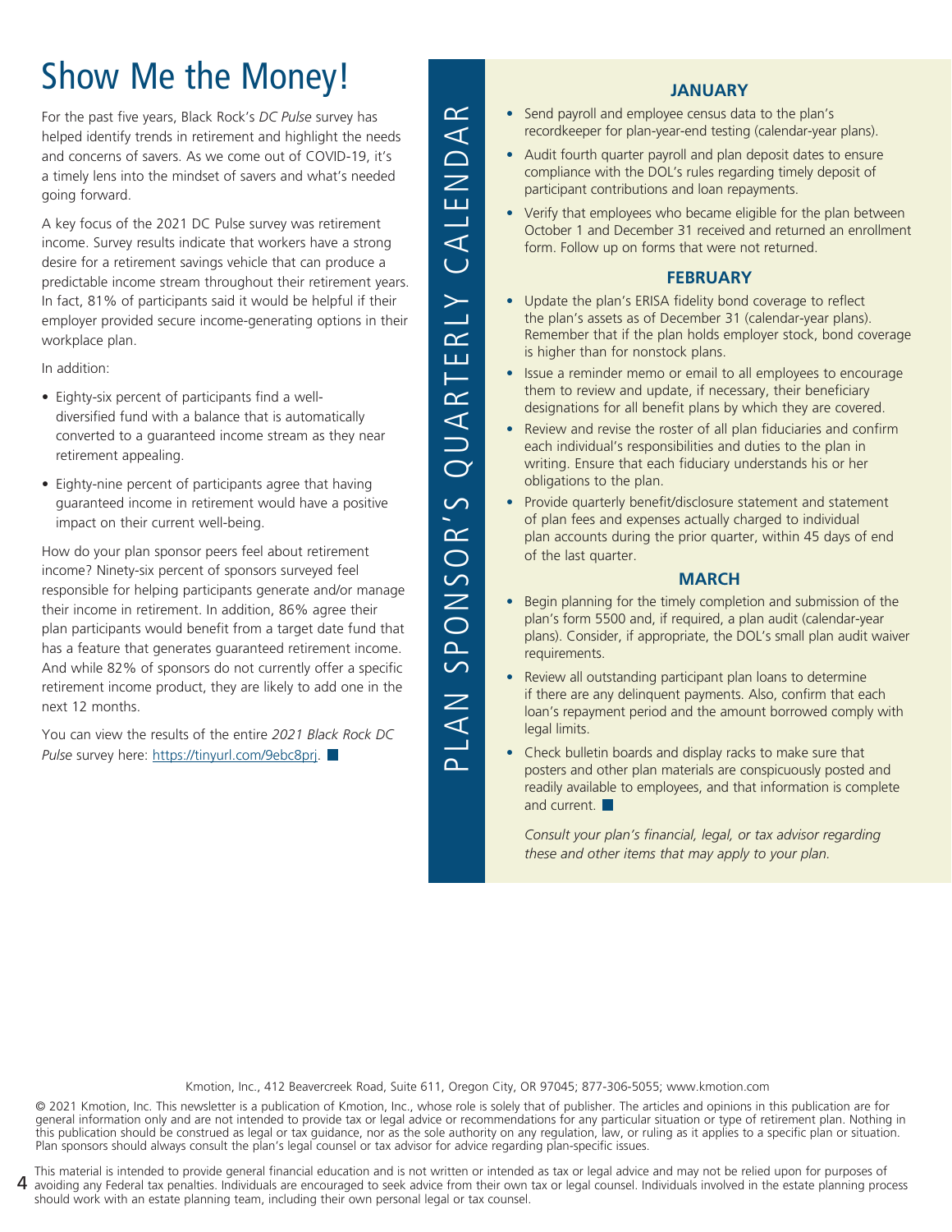# Show Me the Money!

For the past five years, Black Rock's *DC Pulse* survey has helped identify trends in retirement and highlight the needs and concerns of savers. As we come out of COVID-19, it's a timely lens into the mindset of savers and what's needed going forward.

A key focus of the 2021 DC Pulse survey was retirement income. Survey results indicate that workers have a strong desire for a retirement savings vehicle that can produce a predictable income stream throughout their retirement years. In fact, 81% of participants said it would be helpful if their employer provided secure income-generating options in their workplace plan.

In addition:

- Eighty-six percent of participants find a well-diversified fund with a balance that is automatically converted to a guaranteed income stream as they near retirement appealing.
- Eighty-nine percent of participants agree that having guaranteed income in retirement would have a positive impact on their current well-being.

How do your plan sponsor peers feel about retirement income? Ninety-six percent of sponsors surveyed feel responsible for helping participants generate and/or manage their income in retirement. In addition, 86% agree their plan participants would benefit from a target date fund that has a feature that generates guaranteed retirement income. And while 82% of sponsors do not currently offer a specific retirement income product, they are likely to add one in the next 12 months.

You can view the results of the entire *2021 Black Rock DC Pulse* survey here: https://tinyurl.com/9ebc8prj. ■

## PLAN SPONSOR'S QUARTERLY CALENDAR

### JANUARY

- Send payroll and employee census data to the plan's recordkeeper for plan-year-end testing (calendar-year plans).
- Audit fourth quarter payroll and plan deposit dates to ensure compliance with the DOL's rules regarding timely deposit of participant contributions and loan repayments.
- Verify that employees who became eligible for the plan between October 1 and December 31 received and returned an enrollment form. Follow up on forms that were not returned.

### FEBRUARY

- Update the plan's ERISA fidelity bond coverage to reflect the plan's assets as of December 31 (calendar-year plans). Remember that if the plan holds employer stock, bond coverage is higher than for nonstock plans.
- Issue a reminder memo or email to all employees to encourage them to review and update, if necessary, their beneficiary designations for all benefit plans by which they are covered.
- Review and revise the roster of all plan fiduciaries and confirm each individual's responsibilities and duties to the plan in writing. Ensure that each fiduciary understands his or her obligations to the plan.
- Provide quarterly benefit/disclosure statement and statement of plan fees and expenses actually charged to individual plan accounts during the prior quarter, within 45 days of end of the last quarter.

### MARCH

- Begin planning for the timely completion and submission of the plan's form 5500 and, if required, a plan audit (calendar-year plans). Consider, if appropriate, the DOL's small plan audit waiver requirements.
- Review all outstanding participant plan loans to determine if there are any delinquent payments. Also, confirm that each loan's repayment period and the amount borrowed comply with legal limits.
- Check bulletin boards and display racks to make sure that posters and other plan materials are conspicuously posted and readily available to employees, and that information is complete and current. ■

*Consult your plan's financial, legal, or tax advisor regarding these and other items that may apply to your plan.*

Kmotion, Inc., 412 Beavercreek Road, Suite 611, Oregon City, OR 97045; 877-306-5055; www.kmotion.com

© 2021 Kmotion, Inc. This newsletter is a publication of Kmotion, Inc., whose role is solely that of publisher. The articles and opinions in this publication are for general information only and are not intended to provide tax or legal advice or recommendations for any particular situation or type of retirement plan. Nothing in this publication should be construed as legal or tax guidance, nor as the sole authority on any regulation, law, or ruling as it applies to a specific plan or situation. Plan sponsors should always consult the plan's legal counsel or tax advisor for advice regarding plan-specific issues.

This material is intended to provide general financial education and is not written or intended as tax or legal advice and may not be relied upon for purposes of avoiding any Federal tax penalties. Individuals are encouraged to seek advice from their own tax or legal counsel. Individuals involved in the estate planning process should work with an estate planning team, including their own personal legal or tax counsel.